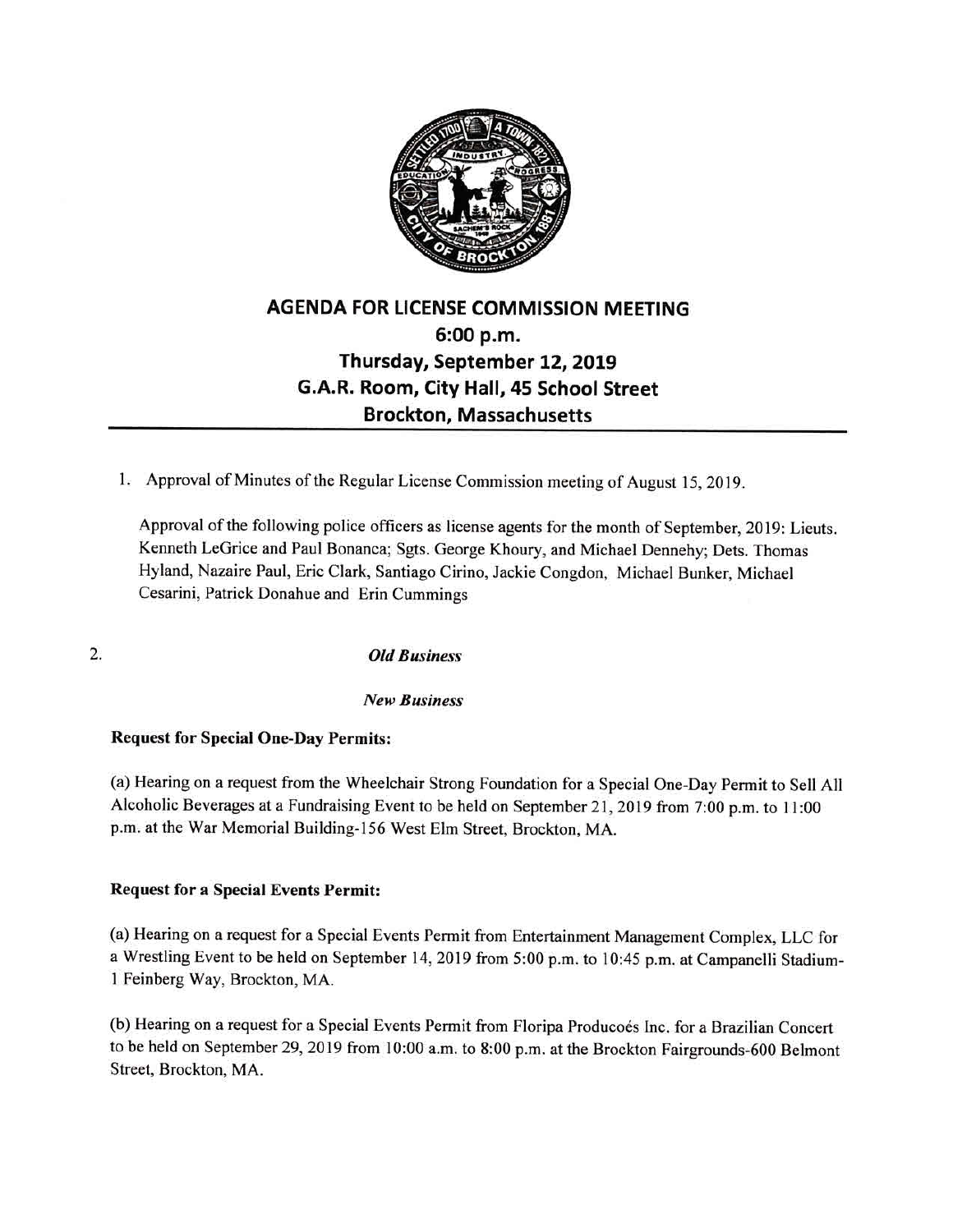# AGENDA FOR LICENSE COMMISSION MEETING

## 6:00 p.m.

## Thursday, September 12, 2019

## G.A.R. Room, City Hall, 45 School Street

## Brockton, Massachusetts

1. Approval of Minutes of the Regular License Commission meeting of August 15, 2019.

   Approval of the following police officers as license agents for the month of September, 2019: Lieuts. Kenneth LeGrice and Paul Bonanca; Sgts. George Khoury, and Michael Dennehy; Dets. Thomas Hyland, Nazaire Paul, Eric Clark, Santiago Cirino, Jackie Congdon, Michael Bunker, Michael Cesarini, Patrick Donahue and Erin Cummings

2. *Old Business*

   *New Business*

**Request for Special One-Day Permits:**

(a) Hearing on a request from the Wheelchair Strong Foundation for a Special One-Day Permit to Sell All Alcoholic Beverages at a Fundraising Event to be held on September 21, 2019 from 7:00 p.m. to 11:00 p.m. at the War Memorial Building-156 West Elm Street, Brockton, MA.

**Request for a Special Events Permit:**

(a) Hearing on a request for a Special Events Permit from Entertainment Management Complex, LLC for a Wrestling Event to be held on September 14, 2019 from 5:00 p.m. to 10:45 p.m. at Campanelli Stadium-1 Feinberg Way, Brockton, MA.

(b) Hearing on a request for a Special Events Permit from Floripa Producoés Inc. for a Brazilian Concert to be held on September 29, 2019 from 10:00 a.m. to 8:00 p.m. at the Brockton Fairgrounds-600 Belmont Street, Brockton, MA.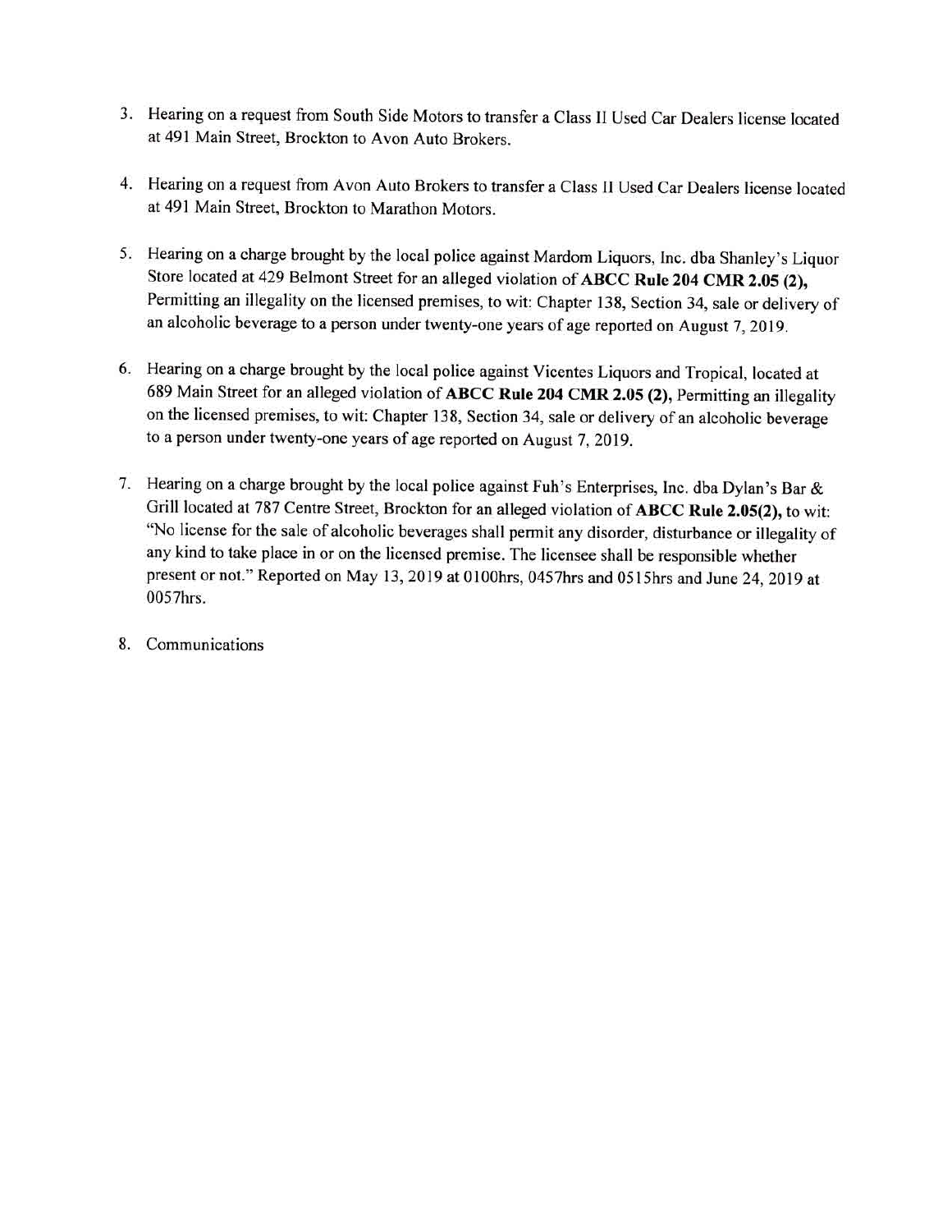3. Hearing on a request from South Side Motors to transfer a Class II Used Car Dealers license located at 491 Main Street, Brockton to Avon Auto Brokers.

4. Hearing on a request from Avon Auto Brokers to transfer a Class II Used Car Dealers license located at 491 Main Street, Brockton to Marathon Motors.

5. Hearing on a charge brought by the local police against Mardom Liquors, Inc. dba Shanley's Liquor Store located at 429 Belmont Street for an alleged violation of **ABCC Rule 204 CMR 2.05 (2),** Permitting an illegality on the licensed premises, to wit: Chapter 138, Section 34, sale or delivery of an alcoholic beverage to a person under twenty-one years of age reported on August 7, 2019.

6. Hearing on a charge brought by the local police against Vicentes Liquors and Tropical, located at 689 Main Street for an alleged violation of **ABCC Rule 204 CMR 2.05 (2),** Permitting an illegality on the licensed premises, to wit: Chapter 138, Section 34, sale or delivery of an alcoholic beverage to a person under twenty-one years of age reported on August 7, 2019.

7. Hearing on a charge brought by the local police against Fuh's Enterprises, Inc. dba Dylan's Bar & Grill located at 787 Centre Street, Brockton for an alleged violation of **ABCC Rule 2.05(2),** to wit: "No license for the sale of alcoholic beverages shall permit any disorder, disturbance or illegality of any kind to take place in or on the licensed premise. The licensee shall be responsible whether present or not." Reported on May 13, 2019 at 0100hrs, 0457hrs and 0515hrs and June 24, 2019 at 0057hrs.

8. Communications